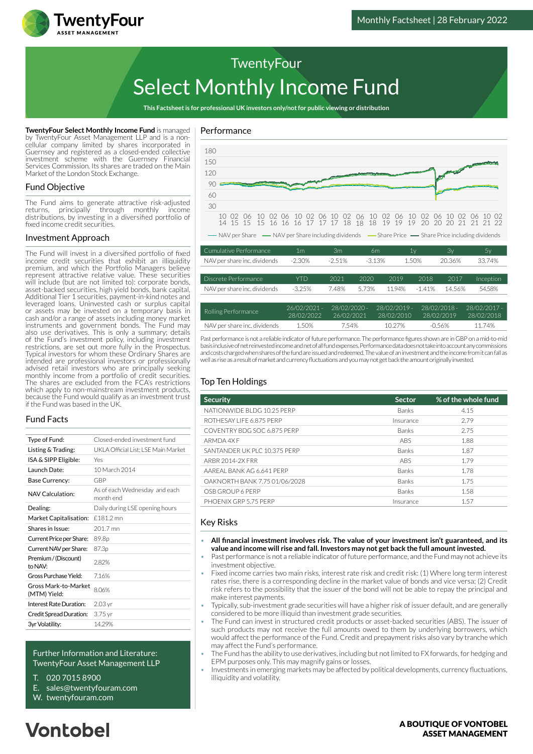# TwentyFour Select Monthly Income Fund

Monthly Factsheet | 28 February 2022

**This Factsheet is for professional UK investors only/not for public viewing or distribution**

**TwentyFour Select Monthly Income Fund** is managed by TwentyFour Asset Management LLP and is a non-cellular company limited by shares incorporated in Guernsey and registered as a closed-ended collective investment scheme with the Guernsey Financial Services Commission. Its shares are traded on the Main Market of the London Stock Exchange.

## Fund Objective

The Fund aims to generate attractive risk-adjusted returns, principally through monthly income distributions, by investing in a diversified portfolio of fixed income credit securities.

## Investment Approach

The Fund will invest in a diversified portfolio of fixed income credit securities that exhibit an illiquidity premium, and which the Portfolio Managers believe represent attractive relative value. These securities will include (but are not limited to): corporate bonds, asset-backed securities, high yield bonds, bank capital, Additional Tier 1 securities, payment-in-kind notes and leveraged loans. Uninvested cash or surplus capital or assets may be invested on a temporary basis in cash and/or a range of cash including money market instruments and government bonds. The Fund may also use derivatives. This is only a summary; details of the Fund's investment policy, including investment restrictions, are set out more fully in the Prospectus. Typical investors for whom these Ordinary Shares are intended are professional investors or professionally advised retail investors who are principally seeking monthly income from a portfolio of credit securities. The shares are excluded from the FCA's restrictions which apply to non-mainstream investment products, because the Fund would qualify as an investment trust if the Fund was based in the UK.

## Fund Facts

| | |
|---|---|
| Type of Fund: | Closed-ended investment fund |
| Listing & Trading: | UKLA Official List; LSE Main Market |
| ISA & SIPP Eligible: | Yes |
| Launch Date: | 10 March 2014 |
| Base Currency: | GBP |
| NAV Calculation: | As of each Wednesday and each month end |
| Dealing: | Daily during LSE opening hours |
| Market Capitalisation: | £181.2 mn |
| Shares in Issue: | 201.7 mn |
| Current Price per Share: | 89.8p |
| Current NAV per Share: | 87.3p |
| Premium / (Discount) to NAV: | 2.82% |
| Gross Purchase Yield: | 7.16% |
| Gross Mark-to-Market (MTM) Yield: | 8.06% |
| Interest Rate Duration: | 2.03 yr |
| Credit Spread Duration: | 3.75 yr |
| 3yr Volatility: | 14.29% |

Further Information and Literature:
TwentyFour Asset Management LLP

T. 020 7015 8900
E. sales@twentyfouram.com
W. twentyfouram.com

## Performance

— NAV per Share — NAV per Share including dividends — Share Price — Share Price including dividends

| Cumulative Performance | 1m | 3m | 6m | 1y | 3y | 5y |
|---|---|---|---|---|---|---|
| NAV per share inc. dividends | -2.30% | -2.51% | -3.13% | 1.50% | 20.36% | 33.74% |

| Discrete Performance | YTD | 2021 | 2020 | 2019 | 2018 | 2017 | Inception |
|---|---|---|---|---|---|---|---|
| NAV per share inc. dividends | -3.25% | 7.48% | 5.73% | 11.94% | -1.41% | 14.56% | 54.58% |

| Rolling Performance | 26/02/2021 - 28/02/2022 | 28/02/2020 - 26/02/2021 | 28/02/2019 - 28/02/2010 | 28/02/2018 - 28/02/2019 | 28/02/2017 - 28/02/2018 |
|---|---|---|---|---|---|
| NAV per share inc. dividends | 1.50% | 7.54% | 10.27% | -0.56% | 11.74% |

Past performance is not a reliable indicator of future performance. The performance figures shown are in GBP on a mid-to-mid basis inclusive of net reinvested income and net of all fund expenses. Performance data does not take into account any commissions and costs charged when shares of the fund are issued and redeemed. The value of an investment and the income from it can fall as well as rise as a result of market and currency fluctuations and you may not get back the amount originally invested.

## Top Ten Holdings

| Security | Sector | % of the whole fund |
|---|---|---|
| NATIONWIDE BLDG 10.25 PERP | Banks | 4.15 |
| ROTHESAY LIFE 6.875 PERP | Insurance | 2.79 |
| COVENTRY BDG SOC 6.875 PERP | Banks | 2.75 |
| ARMDA 4X F | ABS | 1.88 |
| SANTANDER UK PLC 10.375 PERP | Banks | 1.87 |
| ARBR 2014-2X FRR | ABS | 1.79 |
| AAREAL BANK AG 6.641 PERP | Banks | 1.78 |
| OAKNORTH BANK 7.75 01/06/2028 | Banks | 1.75 |
| OSB GROUP 6 PERP | Banks | 1.58 |
| PHOENIX GRP 5.75 PERP | Insurance | 1.57 |

## Key Risks

- **All financial investment involves risk. The value of your investment isn't guaranteed, and its value and income will rise and fall. Investors may not get back the full amount invested.**
- Past performance is not a reliable indicator of future performance, and the Fund may not achieve its investment objective.
- Fixed income carries two main risks, interest rate risk and credit risk: (1) Where long term interest rates rise, there is a corresponding decline in the market value of bonds and vice versa; (2) Credit risk refers to the possibility that the issuer of the bond will not be able to repay the principal and make interest payments.
- Typically, sub-investment grade securities will have a higher risk of issuer default, and are generally considered to be more illiquid than investment grade securities.
- The Fund can invest in structured credit products or asset-backed securities (ABS). The issuer of such products may not receive the full amounts owed to them by underlying borrowers, which would affect the performance of the Fund. Credit and prepayment risks also vary by tranche which may affect the Fund's performance.
- The Fund has the ability to use derivatives, including but not limited to FX forwards, for hedging and EPM purposes only. This may magnify gains or losses.
- Investments in emerging markets may be affected by political developments, currency fluctuations, illiquidity and volatility.

**A BOUTIQUE OF VONTOBEL ASSET MANAGEMENT**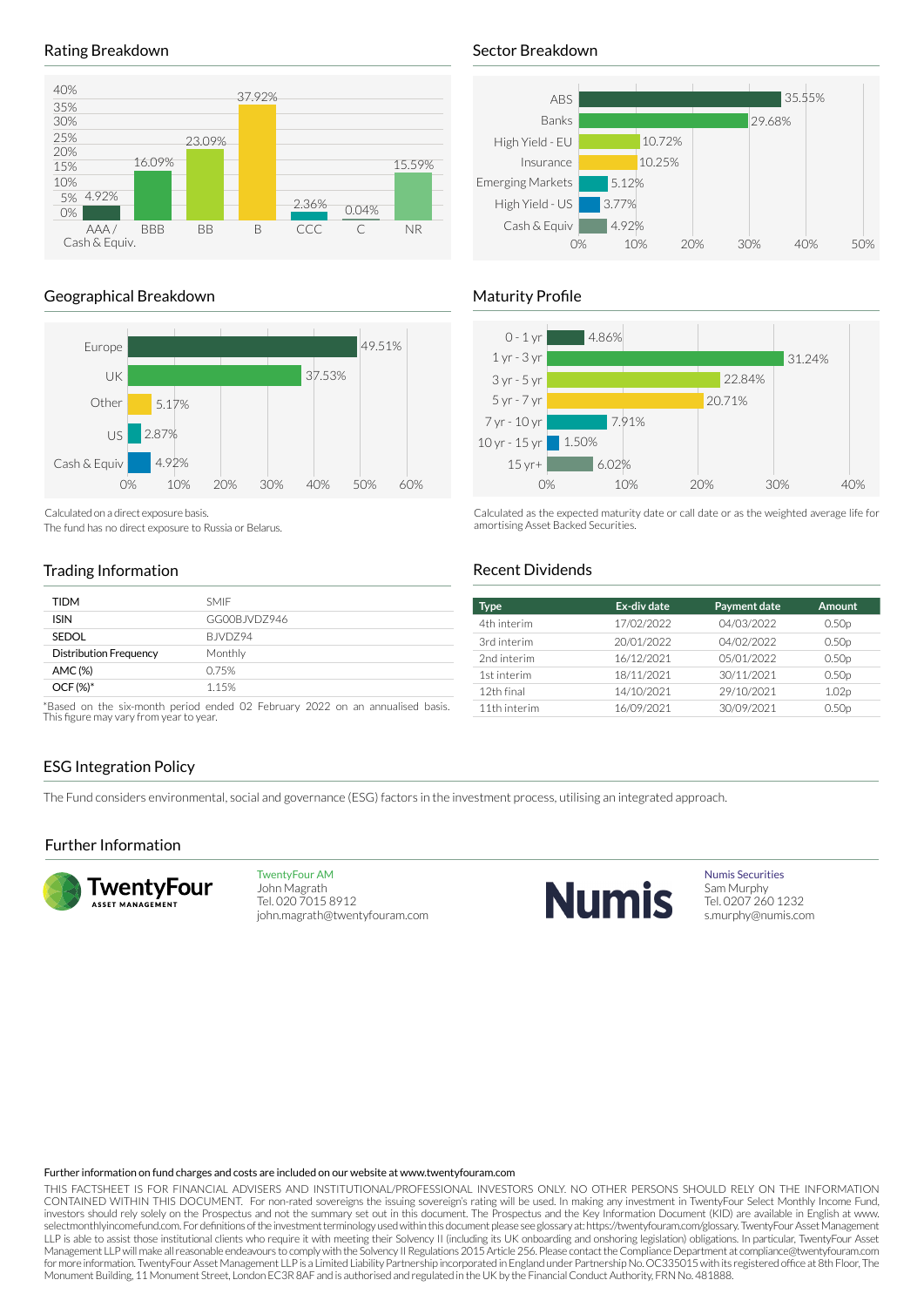## Rating Breakdown

40%
35%
30%
25%
20%
15%
10%
5%
0%

AAA / Cash & Equiv. 4.92%
BBB 16.09%
BB 23.09%
B 37.92%
CCC 2.36%
C 0.04%
NR 15.59%

## Sector Breakdown

ABS 35.55%
Banks 29.68%
High Yield - EU 10.72%
Insurance 10.25%
Emerging Markets 5.12%
High Yield - US 3.77%
Cash & Equiv 4.92%

0% 10% 20% 30% 40% 50%

## Geographical Breakdown

Europe 49.51%
UK 37.53%
Other 5.17%
US 2.87%
Cash & Equiv 4.92%

0% 10% 20% 30% 40% 50% 60%

Calculated on a direct exposure basis.
The fund has no direct exposure to Russia or Belarus.

## Maturity Profile

0 - 1 yr 4.86%
1 yr - 3 yr 31.24%
3 yr - 5 yr 22.84%
5 yr - 7 yr 20.71%
7 yr - 10 yr 7.91%
10 yr - 15 yr 1.50%
15 yr+ 6.02%

0% 10% 20% 30% 40%

Calculated as the expected maturity date or call date or as the weighted average life for amortising Asset Backed Securities.

## Trading Information

| | |
|---|---|
| TIDM | SMIF |
| ISIN | GG00BJVDZ946 |
| SEDOL | BJVDZ94 |
| Distribution Frequency | Monthly |
| AMC (%) | 0.75% |
| OCF (%)* | 1.15% |

*Based on the six-month period ended 02 February 2022 on an annualised basis. This figure may vary from year to year.

## Recent Dividends

| Type | Ex-div date | Payment date | Amount |
|---|---|---|---|
| 4th interim | 17/02/2022 | 04/03/2022 | 0.50p |
| 3rd interim | 20/01/2022 | 04/02/2022 | 0.50p |
| 2nd interim | 16/12/2021 | 05/01/2022 | 0.50p |
| 1st interim | 18/11/2021 | 30/11/2021 | 0.50p |
| 12th final | 14/10/2021 | 29/10/2021 | 1.02p |
| 11th interim | 16/09/2021 | 30/09/2021 | 0.50p |

## ESG Integration Policy

The Fund considers environmental, social and governance (ESG) factors in the investment process, utilising an integrated approach.

## Further Information

TwentyFour ASSET MANAGEMENT

TwentyFour AM
John Magrath
Tel. 020 7015 8912
john.magrath@twentyfouram.com

Numis

Numis Securities
Sam Murphy
Tel. 0207 260 1232
s.murphy@numis.com

**Further information on fund charges and costs are included on our website at www.twentyfouram.com**

THIS FACTSHEET IS FOR FINANCIAL ADVISERS AND INSTITUTIONAL/PROFESSIONAL INVESTORS ONLY. NO OTHER PERSONS SHOULD RELY ON THE INFORMATION CONTAINED WITHIN THIS DOCUMENT. For non-rated sovereigns the issuing sovereign's rating will be used. In making any investment in TwentyFour Select Monthly Income Fund, investors should rely solely on the Prospectus and not the summary set out in this document. The Prospectus and the Key Information Document (KID) are available in English at www.selectmonthlyincomefund.com. For definitions of the investment terminology used within this document please see glossary at: https://twentyfouram.com/glossary. TwentyFour Asset Management LLP is able to assist those institutional clients who require it with meeting their Solvency II (including its UK onboarding and onshoring legislation) obligations. In particular, TwentyFour Asset Management LLP will make all reasonable endeavours to comply with the Solvency II Regulations 2015 Article 256. Please contact the Compliance Department at compliance@twentyfouram.com for more information. TwentyFour Asset Management LLP is a Limited Liability Partnership incorporated in England under Partnership No. OC335015 with its registered office at 8th Floor, The Monument Building, 11 Monument Street, London EC3R 8AF and is authorised and regulated in the UK by the Financial Conduct Authority, FRN No. 481888.